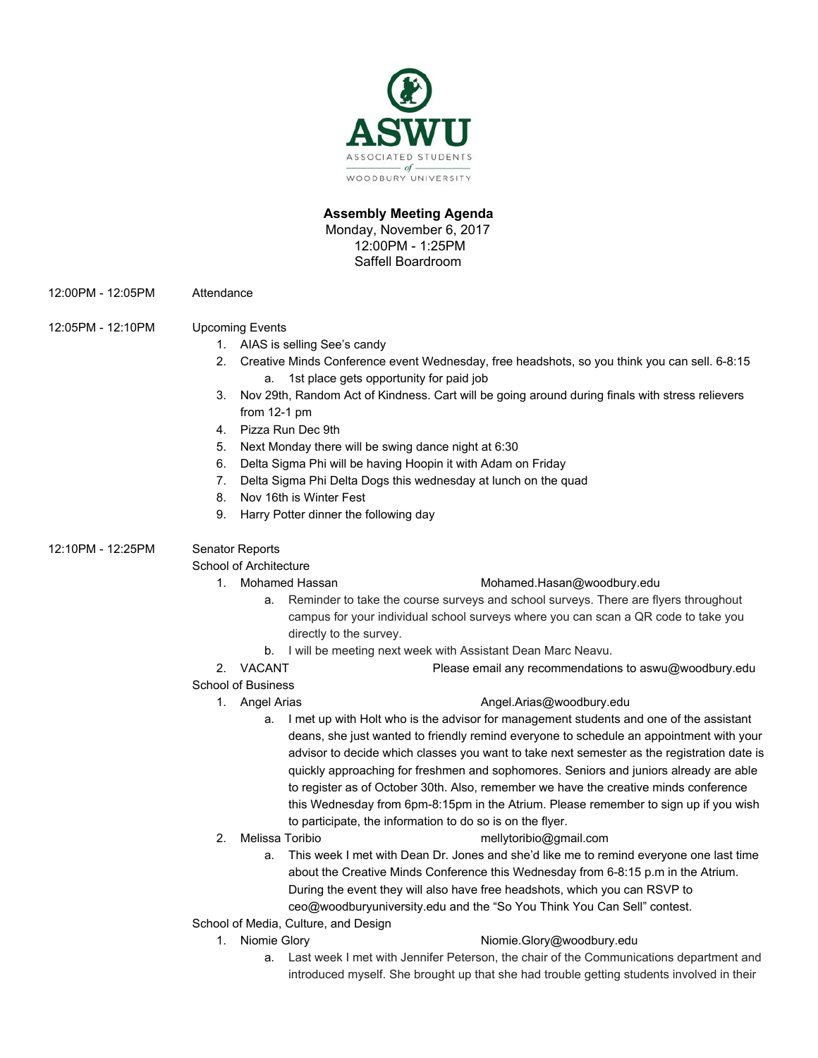ASWU
ASSOCIATED STUDENTS of WOODBURY UNIVERSITY

**Assembly Meeting Agenda**
Monday, November 6, 2017
12:00PM - 1:25PM
Saffell Boardroom

12:00PM - 12:05PM Attendance

12:05PM - 12:10PM Upcoming Events

1. AIAS is selling See's candy
2. Creative Minds Conference event Wednesday, free headshots, so you think you can sell. 6-8:15
   a. 1st place gets opportunity for paid job
3. Nov 29th, Random Act of Kindness. Cart will be going around during finals with stress relievers from 12-1 pm
4. Pizza Run Dec 9th
5. Next Monday there will be swing dance night at 6:30
6. Delta Sigma Phi will be having Hoopin it with Adam on Friday
7. Delta Sigma Phi Delta Dogs this wednesday at lunch on the quad
8. Nov 16th is Winter Fest
9. Harry Potter dinner the following day

12:10PM - 12:25PM Senator Reports

School of Architecture

1. Mohamed Hassan Mohamed.Hasan@woodbury.edu
   a. Reminder to take the course surveys and school surveys. There are flyers throughout campus for your individual school surveys where you can scan a QR code to take you directly to the survey.
   b. I will be meeting next week with Assistant Dean Marc Neavu.
2. VACANT Please email any recommendations to aswu@woodbury.edu

School of Business

1. Angel Arias Angel.Arias@woodbury.edu
   a. I met up with Holt who is the advisor for management students and one of the assistant deans, she just wanted to friendly remind everyone to schedule an appointment with your advisor to decide which classes you want to take next semester as the registration date is quickly approaching for freshmen and sophomores. Seniors and juniors already are able to register as of October 30th. Also, remember we have the creative minds conference this Wednesday from 6pm-8:15pm in the Atrium. Please remember to sign up if you wish to participate, the information to do so is on the flyer.
2. Melissa Toribio mellytoribio@gmail.com
   a. This week I met with Dean Dr. Jones and she'd like me to remind everyone one last time about the Creative Minds Conference this Wednesday from 6-8:15 p.m in the Atrium. During the event they will also have free headshots, which you can RSVP to ceo@woodburyuniversity.edu and the "So You Think You Can Sell" contest.

School of Media, Culture, and Design

1. Niomie Glory Niomie.Glory@woodbury.edu
   a. Last week I met with Jennifer Peterson, the chair of the Communications department and introduced myself. She brought up that she had trouble getting students involved in their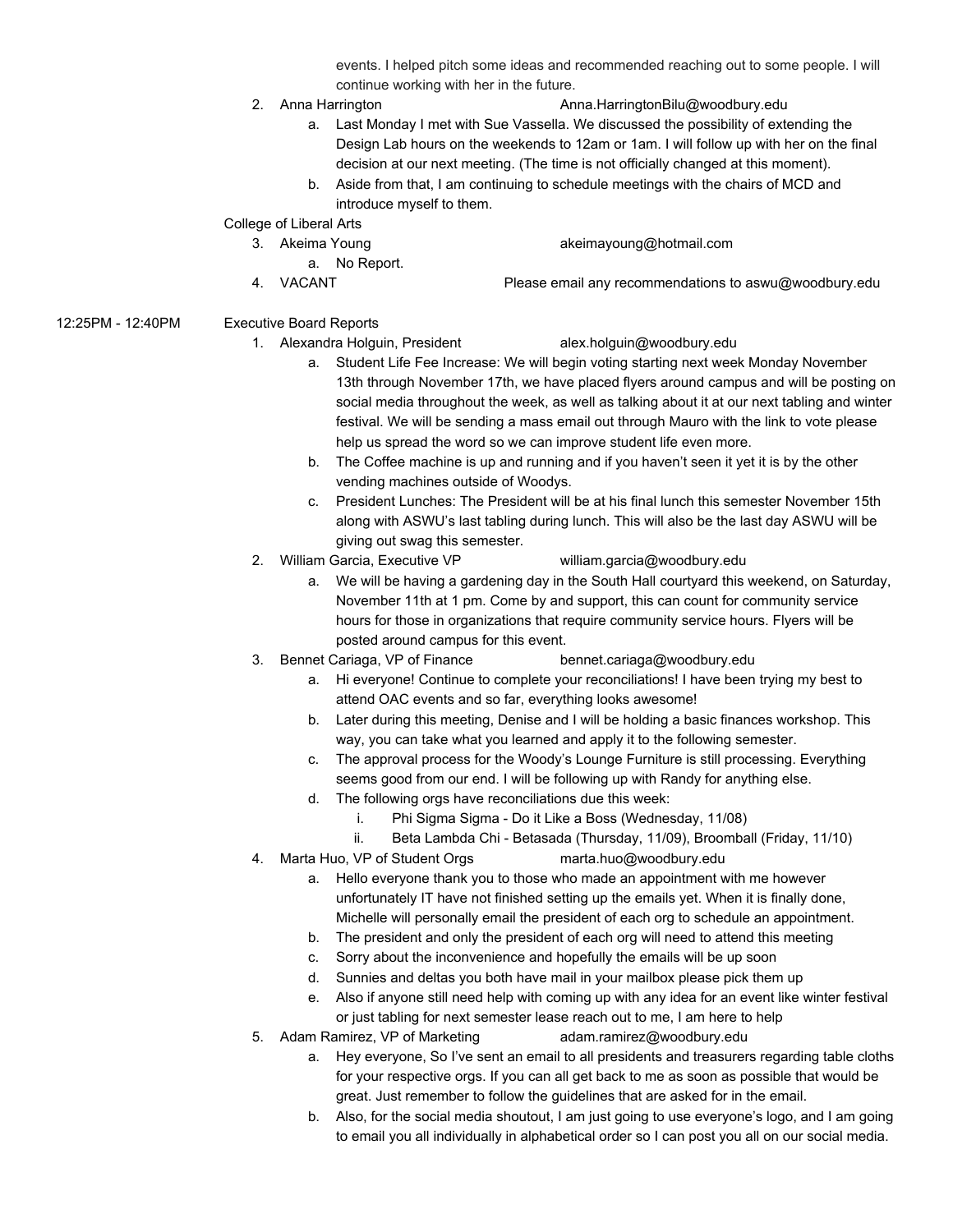events. I helped pitch some ideas and recommended reaching out to some people. I will continue working with her in the future.

2. Anna Harrington Anna.HarringtonBilu@woodbury.edu
   a. Last Monday I met with Sue Vassella. We discussed the possibility of extending the Design Lab hours on the weekends to 12am or 1am. I will follow up with her on the final decision at our next meeting. (The time is not officially changed at this moment).
   b. Aside from that, I am continuing to schedule meetings with the chairs of MCD and introduce myself to them.

College of Liberal Arts

3. Akeima Young akeimayoung@hotmail.com
   a. No Report.
4. VACANT Please email any recommendations to aswu@woodbury.edu

12:25PM - 12:40PM Executive Board Reports

1. Alexandra Holguin, President alex.holguin@woodbury.edu
   a. Student Life Fee Increase: We will begin voting starting next week Monday November 13th through November 17th, we have placed flyers around campus and will be posting on social media throughout the week, as well as talking about it at our next tabling and winter festival. We will be sending a mass email out through Mauro with the link to vote please help us spread the word so we can improve student life even more.
   b. The Coffee machine is up and running and if you haven't seen it yet it is by the other vending machines outside of Woodys.
   c. President Lunches: The President will be at his final lunch this semester November 15th along with ASWU's last tabling during lunch. This will also be the last day ASWU will be giving out swag this semester.
2. William Garcia, Executive VP william.garcia@woodbury.edu
   a. We will be having a gardening day in the South Hall courtyard this weekend, on Saturday, November 11th at 1 pm. Come by and support, this can count for community service hours for those in organizations that require community service hours. Flyers will be posted around campus for this event.
3. Bennet Cariaga, VP of Finance bennet.cariaga@woodbury.edu
   a. Hi everyone! Continue to complete your reconciliations! I have been trying my best to attend OAC events and so far, everything looks awesome!
   b. Later during this meeting, Denise and I will be holding a basic finances workshop. This way, you can take what you learned and apply it to the following semester.
   c. The approval process for the Woody's Lounge Furniture is still processing. Everything seems good from our end. I will be following up with Randy for anything else.
   d. The following orgs have reconciliations due this week:
      i. Phi Sigma Sigma - Do it Like a Boss (Wednesday, 11/08)
      ii. Beta Lambda Chi - Betasada (Thursday, 11/09), Broomball (Friday, 11/10)
4. Marta Huo, VP of Student Orgs marta.huo@woodbury.edu
   a. Hello everyone thank you to those who made an appointment with me however unfortunately IT have not finished setting up the emails yet. When it is finally done, Michelle will personally email the president of each org to schedule an appointment.
   b. The president and only the president of each org will need to attend this meeting
   c. Sorry about the inconvenience and hopefully the emails will be up soon
   d. Sunnies and deltas you both have mail in your mailbox please pick them up
   e. Also if anyone still need help with coming up with any idea for an event like winter festival or just tabling for next semester lease reach out to me, I am here to help
5. Adam Ramirez, VP of Marketing adam.ramirez@woodbury.edu
   a. Hey everyone, So I've sent an email to all presidents and treasurers regarding table cloths for your respective orgs. If you can all get back to me as soon as possible that would be great. Just remember to follow the guidelines that are asked for in the email.
   b. Also, for the social media shoutout, I am just going to use everyone's logo, and I am going to email you all individually in alphabetical order so I can post you all on our social media.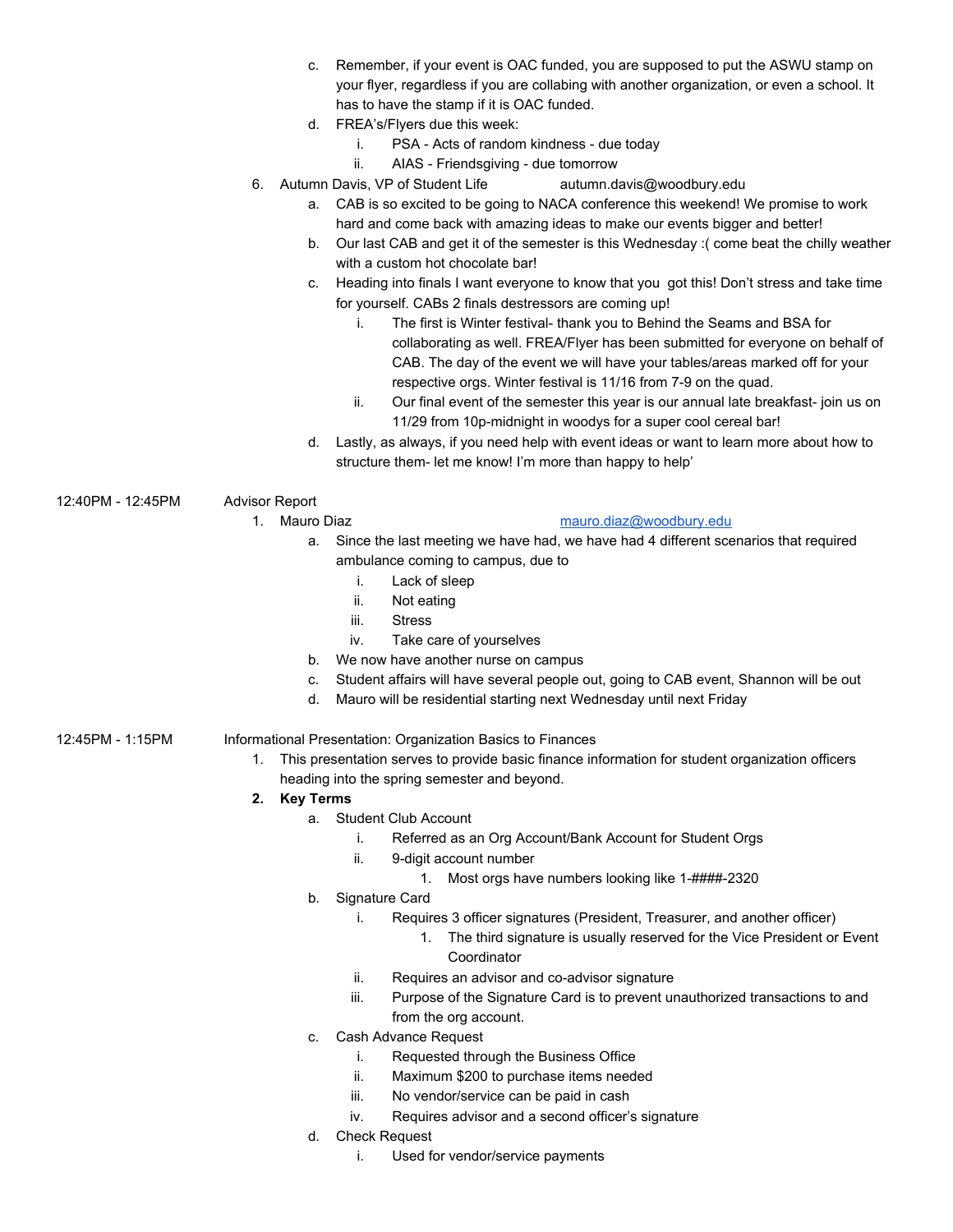c. Remember, if your event is OAC funded, you are supposed to put the ASWU stamp on your flyer, regardless if you are collabing with another organization, or even a school. It has to have the stamp if it is OAC funded.

d. FREA's/Flyers due this week:
   - i. PSA - Acts of random kindness - due today
   - ii. AIAS - Friendsgiving - due tomorrow

6. Autumn Davis, VP of Student Life autumn.davis@woodbury.edu
   - a. CAB is so excited to be going to NACA conference this weekend! We promise to work hard and come back with amazing ideas to make our events bigger and better!
   - b. Our last CAB and get it of the semester is this Wednesday :( come beat the chilly weather with a custom hot chocolate bar!
   - c. Heading into finals I want everyone to know that you got this! Don't stress and take time for yourself. CABs 2 finals destressors are coming up!
     - i. The first is Winter festival- thank you to Behind the Seams and BSA for collaborating as well. FREA/Flyer has been submitted for everyone on behalf of CAB. The day of the event we will have your tables/areas marked off for your respective orgs. Winter festival is 11/16 from 7-9 on the quad.
     - ii. Our final event of the semester this year is our annual late breakfast- join us on 11/29 from 10p-midnight in woodys for a super cool cereal bar!
   - d. Lastly, as always, if you need help with event ideas or want to learn more about how to structure them- let me know! I'm more than happy to help'

12:40PM - 12:45PM Advisor Report

1. Mauro Diaz mauro.diaz@woodbury.edu
   - a. Since the last meeting we have had, we have had 4 different scenarios that required ambulance coming to campus, due to
     - i. Lack of sleep
     - ii. Not eating
     - iii. Stress
     - iv. Take care of yourselves
   - b. We now have another nurse on campus
   - c. Student affairs will have several people out, going to CAB event, Shannon will be out
   - d. Mauro will be residential starting next Wednesday until next Friday

12:45PM - 1:15PM Informational Presentation: Organization Basics to Finances

1. This presentation serves to provide basic finance information for student organization officers heading into the spring semester and beyond.
2. **Key Terms**
   - a. Student Club Account
     - i. Referred as an Org Account/Bank Account for Student Orgs
     - ii. 9-digit account number
       1. Most orgs have numbers looking like 1-####-2320
   - b. Signature Card
     - i. Requires 3 officer signatures (President, Treasurer, and another officer)
       1. The third signature is usually reserved for the Vice President or Event Coordinator
     - ii. Requires an advisor and co-advisor signature
     - iii. Purpose of the Signature Card is to prevent unauthorized transactions to and from the org account.
   - c. Cash Advance Request
     - i. Requested through the Business Office
     - ii. Maximum $200 to purchase items needed
     - iii. No vendor/service can be paid in cash
     - iv. Requires advisor and a second officer's signature
   - d. Check Request
     - i. Used for vendor/service payments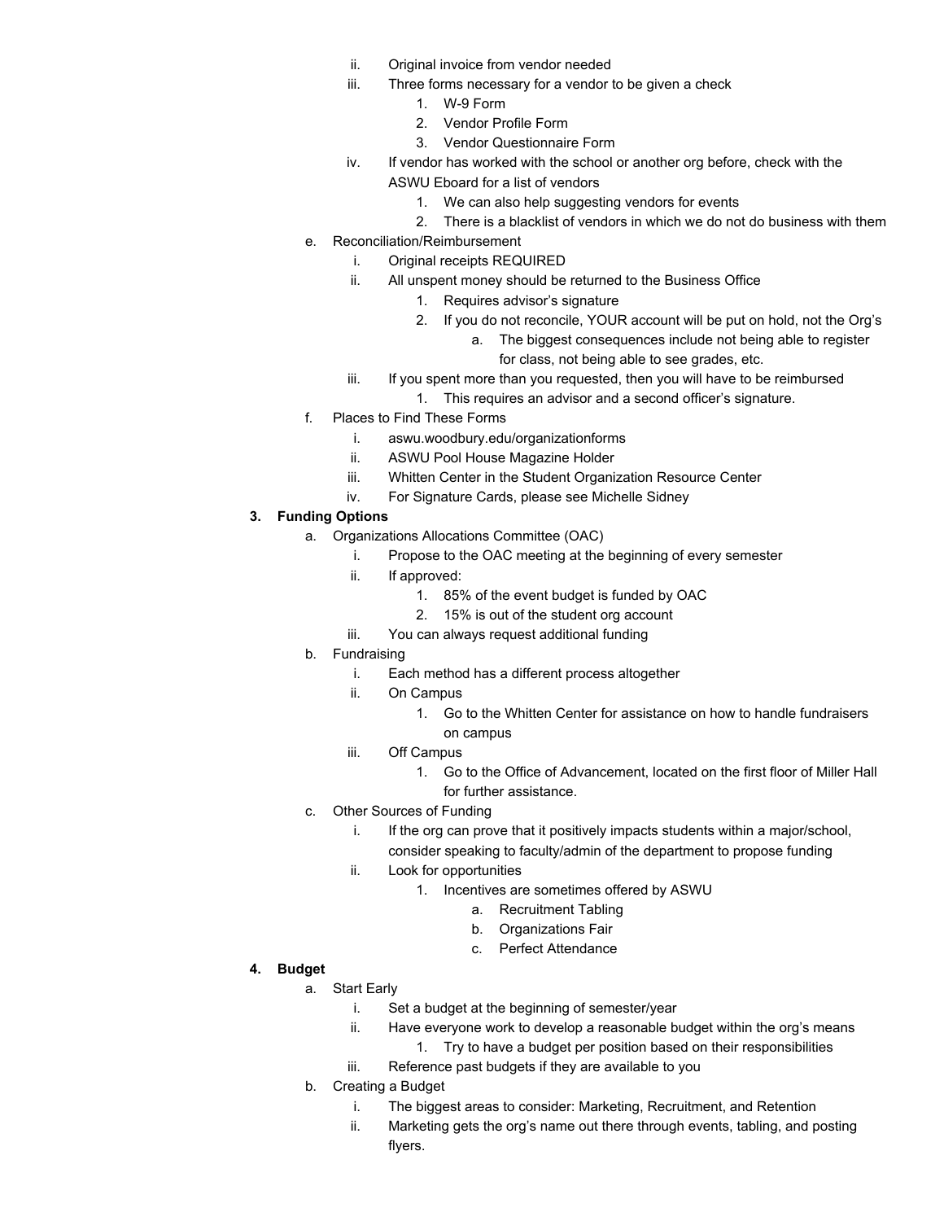ii. Original invoice from vendor needed
iii. Three forms necessary for a vendor to be given a check
    1. W-9 Form
    2. Vendor Profile Form
    3. Vendor Questionnaire Form
iv. If vendor has worked with the school or another org before, check with the ASWU Eboard for a list of vendors
    1. We can also help suggesting vendors for events
    2. There is a blacklist of vendors in which we do not do business with them

e. Reconciliation/Reimbursement
    i. Original receipts REQUIRED
    ii. All unspent money should be returned to the Business Office
        1. Requires advisor's signature
        2. If you do not reconcile, YOUR account will be put on hold, not the Org's
            a. The biggest consequences include not being able to register for class, not being able to see grades, etc.
    iii. If you spent more than you requested, then you will have to be reimbursed
        1. This requires an advisor and a second officer's signature.

f. Places to Find These Forms
    i. aswu.woodbury.edu/organizationforms
    ii. ASWU Pool House Magazine Holder
    iii. Whitten Center in the Student Organization Resource Center
    iv. For Signature Cards, please see Michelle Sidney

**3. Funding Options**

a. Organizations Allocations Committee (OAC)
    i. Propose to the OAC meeting at the beginning of every semester
    ii. If approved:
        1. 85% of the event budget is funded by OAC
        2. 15% is out of the student org account
    iii. You can always request additional funding

b. Fundraising
    i. Each method has a different process altogether
    ii. On Campus
        1. Go to the Whitten Center for assistance on how to handle fundraisers on campus
    iii. Off Campus
        1. Go to the Office of Advancement, located on the first floor of Miller Hall for further assistance.

c. Other Sources of Funding
    i. If the org can prove that it positively impacts students within a major/school, consider speaking to faculty/admin of the department to propose funding
    ii. Look for opportunities
        1. Incentives are sometimes offered by ASWU
            a. Recruitment Tabling
            b. Organizations Fair
            c. Perfect Attendance

**4. Budget**

a. Start Early
    i. Set a budget at the beginning of semester/year
    ii. Have everyone work to develop a reasonable budget within the org's means
        1. Try to have a budget per position based on their responsibilities
    iii. Reference past budgets if they are available to you

b. Creating a Budget
    i. The biggest areas to consider: Marketing, Recruitment, and Retention
    ii. Marketing gets the org's name out there through events, tabling, and posting flyers.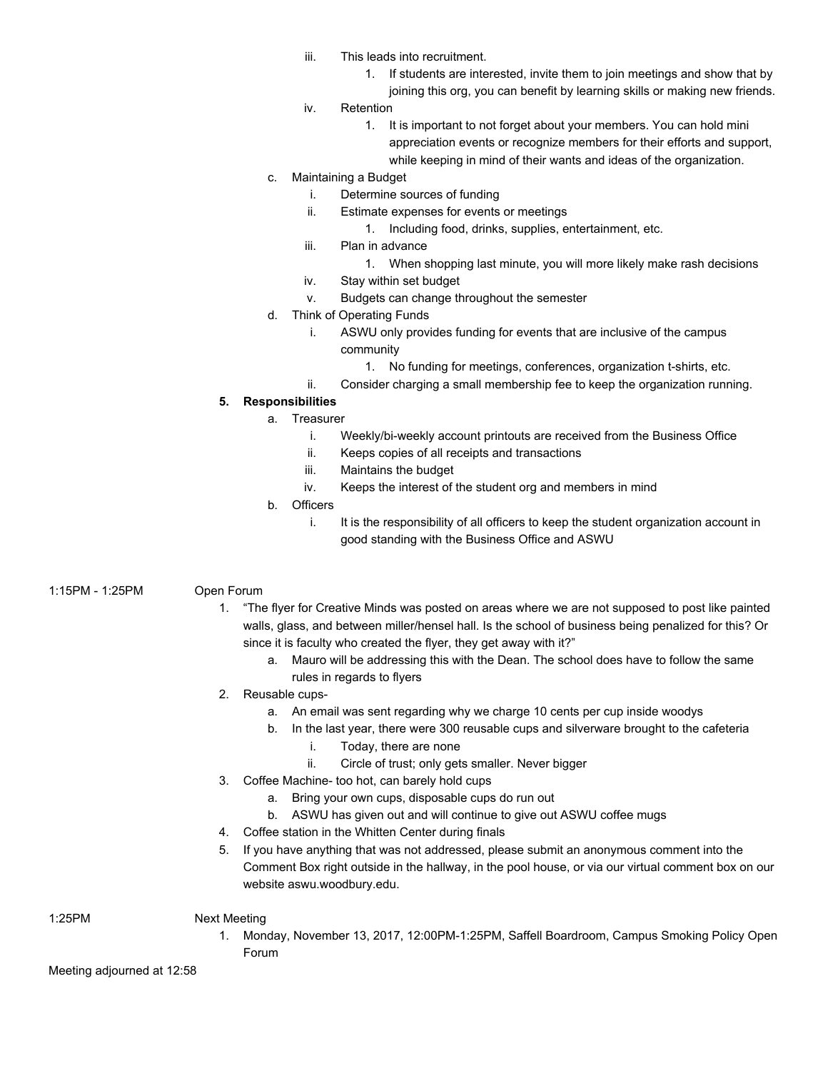- iii. This leads into recruitment.
  1. If students are interested, invite them to join meetings and show that by joining this org, you can benefit by learning skills or making new friends.
- iv. Retention
  1. It is important to not forget about your members. You can hold mini appreciation events or recognize members for their efforts and support, while keeping in mind of their wants and ideas of the organization.

c. Maintaining a Budget
- i. Determine sources of funding
- ii. Estimate expenses for events or meetings
  1. Including food, drinks, supplies, entertainment, etc.
- iii. Plan in advance
  1. When shopping last minute, you will more likely make rash decisions
- iv. Stay within set budget
- v. Budgets can change throughout the semester

d. Think of Operating Funds
- i. ASWU only provides funding for events that are inclusive of the campus community
  1. No funding for meetings, conferences, organization t-shirts, etc.
- ii. Consider charging a small membership fee to keep the organization running.

**5. Responsibilities**

a. Treasurer
- i. Weekly/bi-weekly account printouts are received from the Business Office
- ii. Keeps copies of all receipts and transactions
- iii. Maintains the budget
- iv. Keeps the interest of the student org and members in mind

b. Officers
- i. It is the responsibility of all officers to keep the student organization account in good standing with the Business Office and ASWU

1:15PM - 1:25PM Open Forum

1. "The flyer for Creative Minds was posted on areas where we are not supposed to post like painted walls, glass, and between miller/hensel hall. Is the school of business being penalized for this? Or since it is faculty who created the flyer, they get away with it?"
   a. Mauro will be addressing this with the Dean. The school does have to follow the same rules in regards to flyers
2. Reusable cups-
   a. An email was sent regarding why we charge 10 cents per cup inside woodys
   b. In the last year, there were 300 reusable cups and silverware brought to the cafeteria
      - i. Today, there are none
      - ii. Circle of trust; only gets smaller. Never bigger
3. Coffee Machine- too hot, can barely hold cups
   a. Bring your own cups, disposable cups do run out
   b. ASWU has given out and will continue to give out ASWU coffee mugs
4. Coffee station in the Whitten Center during finals
5. If you have anything that was not addressed, please submit an anonymous comment into the Comment Box right outside in the hallway, in the pool house, or via our virtual comment box on our website aswu.woodbury.edu.

1:25PM Next Meeting

1. Monday, November 13, 2017, 12:00PM-1:25PM, Saffell Boardroom, Campus Smoking Policy Open Forum

Meeting adjourned at 12:58